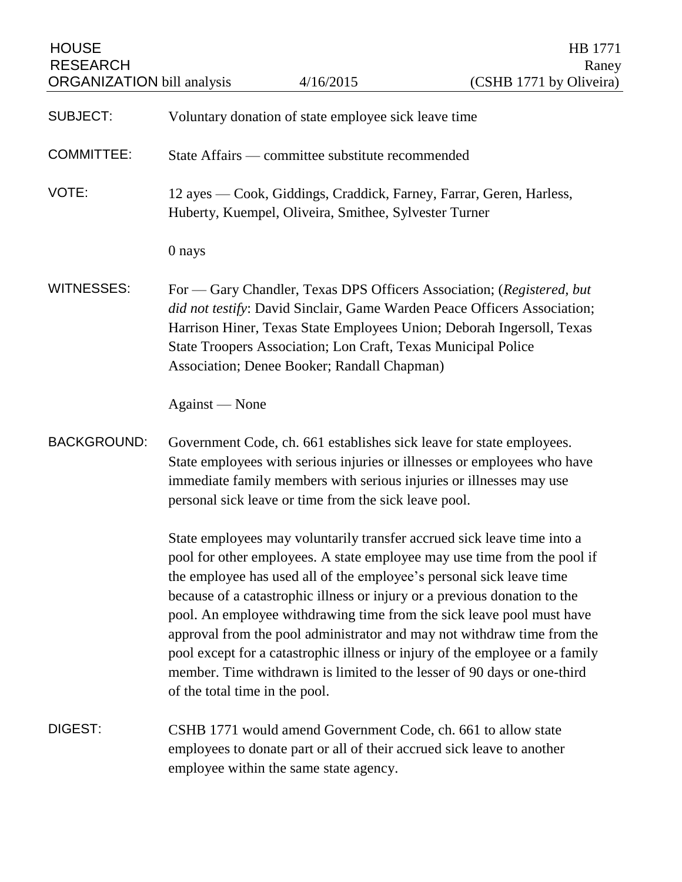HOUSE RESEARCH ORGANIZATION bill analysis | 4/16/2015 | HB 1771 Raney (CSHB 1771 by Oliveira)

**SUBJECT:** Voluntary donation of state employee sick leave time

**COMMITTEE:** State Affairs — committee substitute recommended

**VOTE:** 12 ayes — Cook, Giddings, Craddick, Farney, Farrar, Geren, Harless, Huberty, Kuempel, Oliveira, Smithee, Sylvester Turner

0 nays

**WITNESSES:** For — Gary Chandler, Texas DPS Officers Association; (*Registered, but did not testify*: David Sinclair, Game Warden Peace Officers Association; Harrison Hiner, Texas State Employees Union; Deborah Ingersoll, Texas State Troopers Association; Lon Craft, Texas Municipal Police Association; Denee Booker; Randall Chapman)

Against — None

**BACKGROUND:** Government Code, ch. 661 establishes sick leave for state employees. State employees with serious injuries or illnesses or employees who have immediate family members with serious injuries or illnesses may use personal sick leave or time from the sick leave pool.

State employees may voluntarily transfer accrued sick leave time into a pool for other employees. A state employee may use time from the pool if the employee has used all of the employee's personal sick leave time because of a catastrophic illness or injury or a previous donation to the pool. An employee withdrawing time from the sick leave pool must have approval from the pool administrator and may not withdraw time from the pool except for a catastrophic illness or injury of the employee or a family member. Time withdrawn is limited to the lesser of 90 days or one-third of the total time in the pool.

**DIGEST:** CSHB 1771 would amend Government Code, ch. 661 to allow state employees to donate part or all of their accrued sick leave to another employee within the same state agency.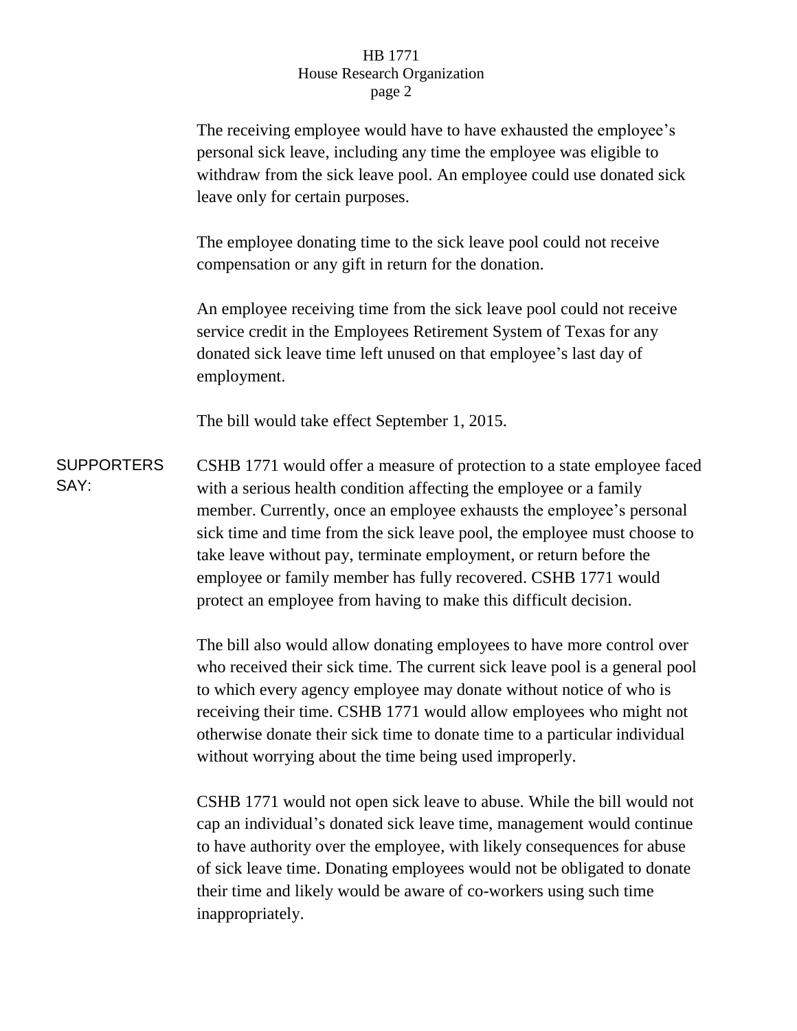The receiving employee would have to have exhausted the employee's personal sick leave, including any time the employee was eligible to withdraw from the sick leave pool. An employee could use donated sick leave only for certain purposes.

The employee donating time to the sick leave pool could not receive compensation or any gift in return for the donation.

An employee receiving time from the sick leave pool could not receive service credit in the Employees Retirement System of Texas for any donated sick leave time left unused on that employee's last day of employment.

The bill would take effect September 1, 2015.

**SUPPORTERS SAY:**

CSHB 1771 would offer a measure of protection to a state employee faced with a serious health condition affecting the employee or a family member. Currently, once an employee exhausts the employee's personal sick time and time from the sick leave pool, the employee must choose to take leave without pay, terminate employment, or return before the employee or family member has fully recovered. CSHB 1771 would protect an employee from having to make this difficult decision.

The bill also would allow donating employees to have more control over who received their sick time. The current sick leave pool is a general pool to which every agency employee may donate without notice of who is receiving their time. CSHB 1771 would allow employees who might not otherwise donate their sick time to donate time to a particular individual without worrying about the time being used improperly.

CSHB 1771 would not open sick leave to abuse. While the bill would not cap an individual's donated sick leave time, management would continue to have authority over the employee, with likely consequences for abuse of sick leave time. Donating employees would not be obligated to donate their time and likely would be aware of co-workers using such time inappropriately.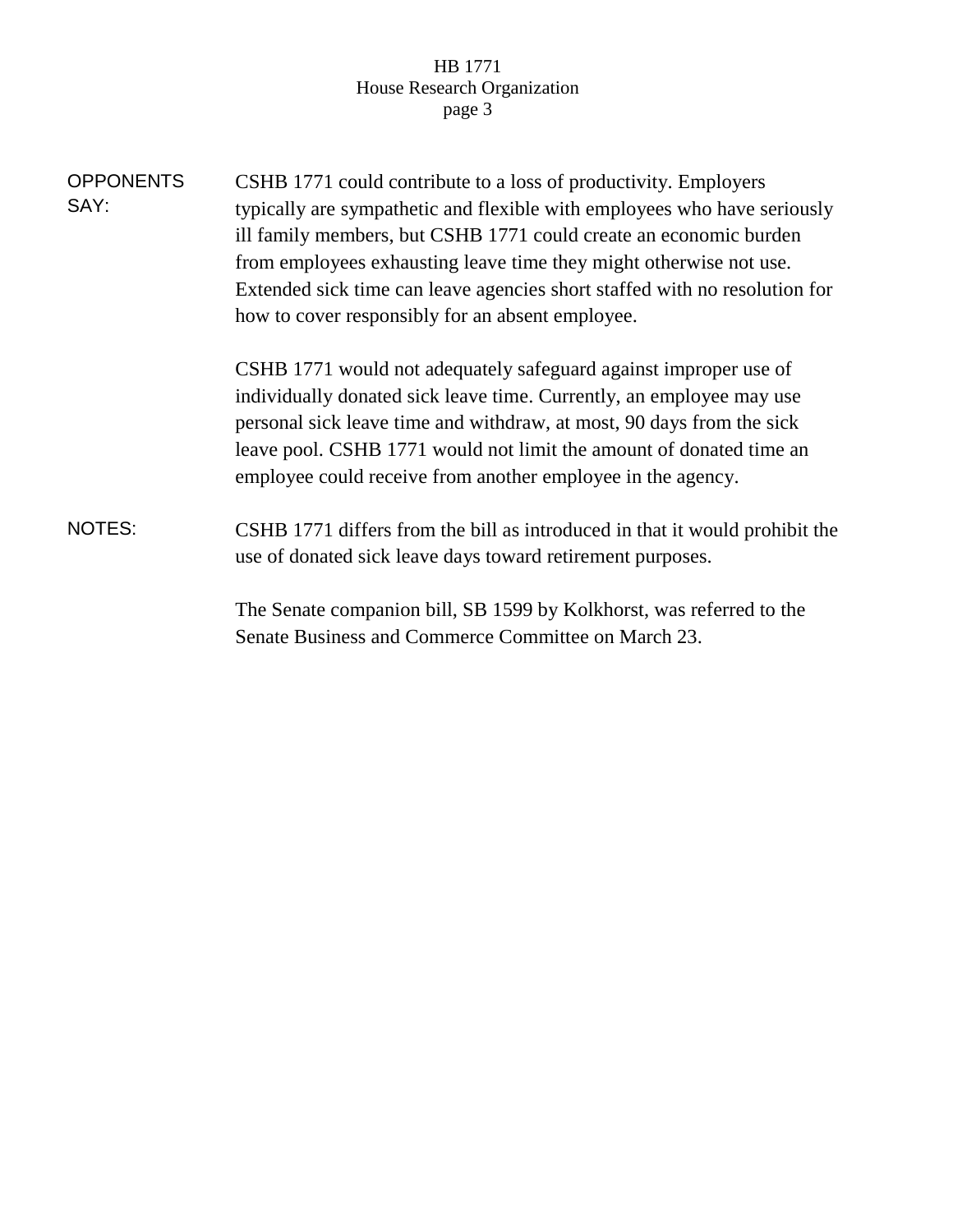**OPPONENTS SAY:**

CSHB 1771 could contribute to a loss of productivity. Employers typically are sympathetic and flexible with employees who have seriously ill family members, but CSHB 1771 could create an economic burden from employees exhausting leave time they might otherwise not use. Extended sick time can leave agencies short staffed with no resolution for how to cover responsibly for an absent employee.

CSHB 1771 would not adequately safeguard against improper use of individually donated sick leave time. Currently, an employee may use personal sick leave time and withdraw, at most, 90 days from the sick leave pool. CSHB 1771 would not limit the amount of donated time an employee could receive from another employee in the agency.

**NOTES:**

CSHB 1771 differs from the bill as introduced in that it would prohibit the use of donated sick leave days toward retirement purposes.

The Senate companion bill, SB 1599 by Kolkhorst, was referred to the Senate Business and Commerce Committee on March 23.